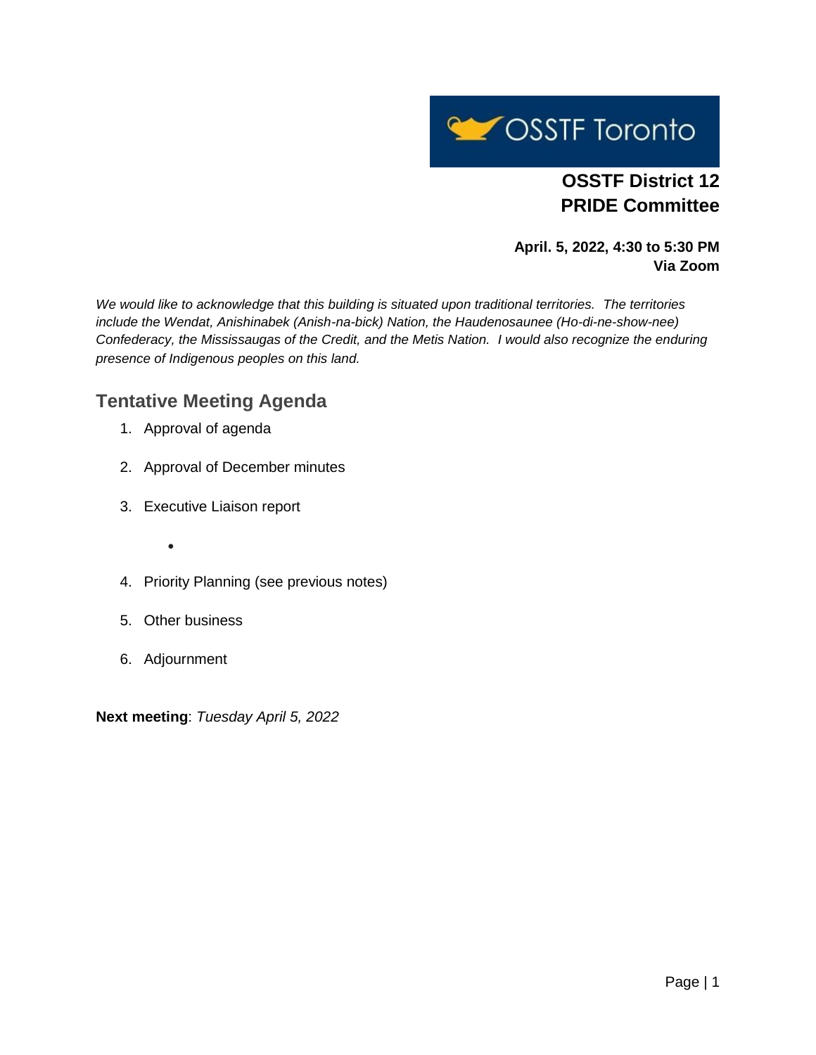OSSTF Toronto

**OSSTF District 12**
**PRIDE Committee**

**April. 5, 2022, 4:30 to 5:30 PM**
**Via Zoom**

*We would like to acknowledge that this building is situated upon traditional territories. The territories include the Wendat, Anishinabek (Anish-na-bick) Nation, the Haudenosaunee (Ho-di-ne-show-nee) Confederacy, the Mississaugas of the Credit, and the Metis Nation. I would also recognize the enduring presence of Indigenous peoples on this land.*

## Tentative Meeting Agenda

1. Approval of agenda
2. Approval of December minutes
3. Executive Liaison report
    - 
4. Priority Planning (see previous notes)
5. Other business
6. Adjournment

**Next meeting**: *Tuesday April 5, 2022*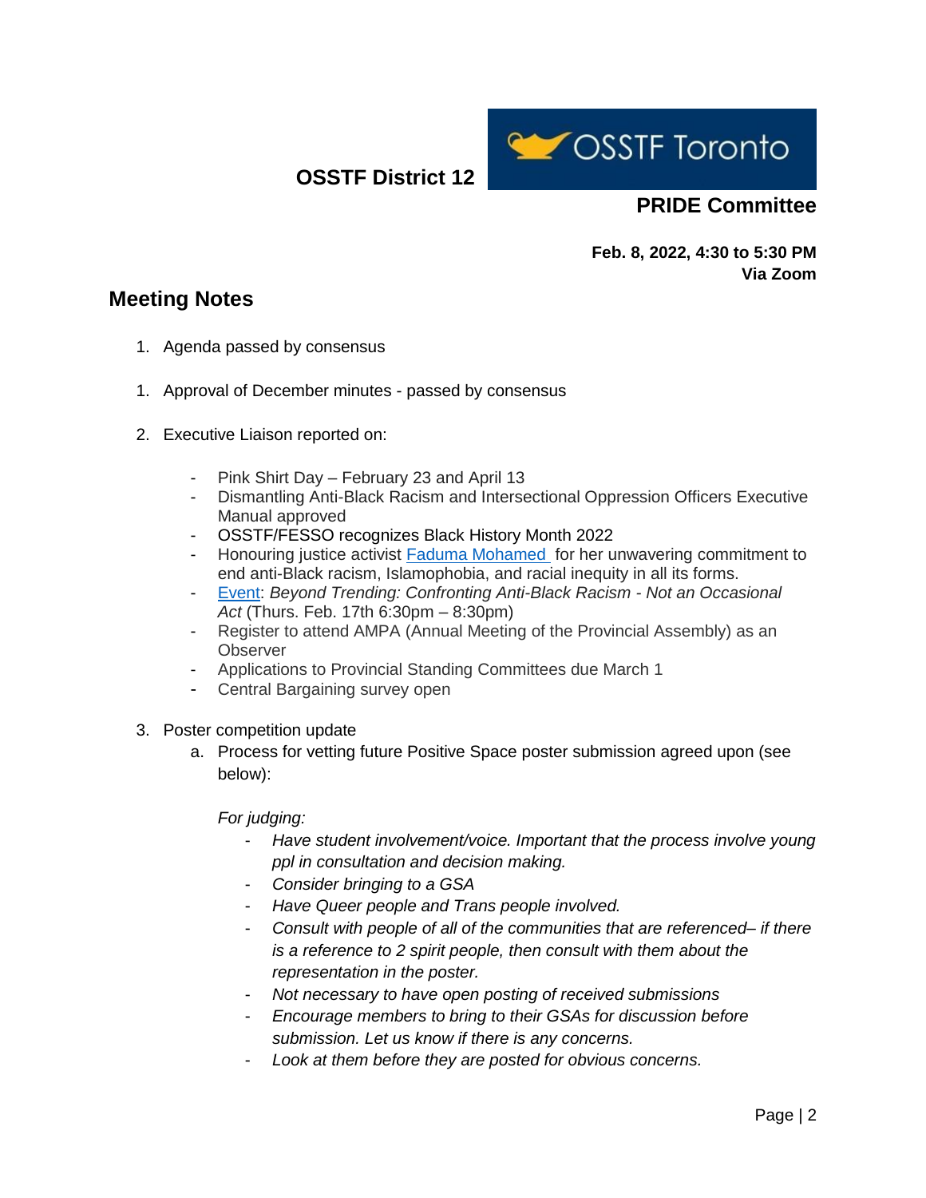**OSSTF District 12**

OSSTF Toronto

## PRIDE Committee

**Feb. 8, 2022, 4:30 to 5:30 PM**
**Via Zoom**

## Meeting Notes

1. Agenda passed by consensus

1. Approval of December minutes - passed by consensus

2. Executive Liaison reported on:

   - Pink Shirt Day – February 23 and April 13
   - Dismantling Anti-Black Racism and Intersectional Oppression Officers Executive Manual approved
   - OSSTF/FESSO recognizes Black History Month 2022
   - Honouring justice activist [Faduma Mohamed ]() for her unwavering commitment to end anti-Black racism, Islamophobia, and racial inequity in all its forms.
   - [Event](): *Beyond Trending: Confronting Anti-Black Racism - Not an Occasional Act* (Thurs. Feb. 17th 6:30pm – 8:30pm)
   - Register to attend AMPA (Annual Meeting of the Provincial Assembly) as an Observer
   - Applications to Provincial Standing Committees due March 1
   - Central Bargaining survey open

3. Poster competition update
   a. Process for vetting future Positive Space poster submission agreed upon (see below):

      *For judging:*
      - *Have student involvement/voice. Important that the process involve young ppl in consultation and decision making.*
      - *Consider bringing to a GSA*
      - *Have Queer people and Trans people involved.*
      - *Consult with people of all of the communities that are referenced– if there is a reference to 2 spirit people, then consult with them about the representation in the poster.*
      - *Not necessary to have open posting of received submissions*
      - *Encourage members to bring to their GSAs for discussion before submission. Let us know if there is any concerns.*
      - *Look at them before they are posted for obvious concerns.*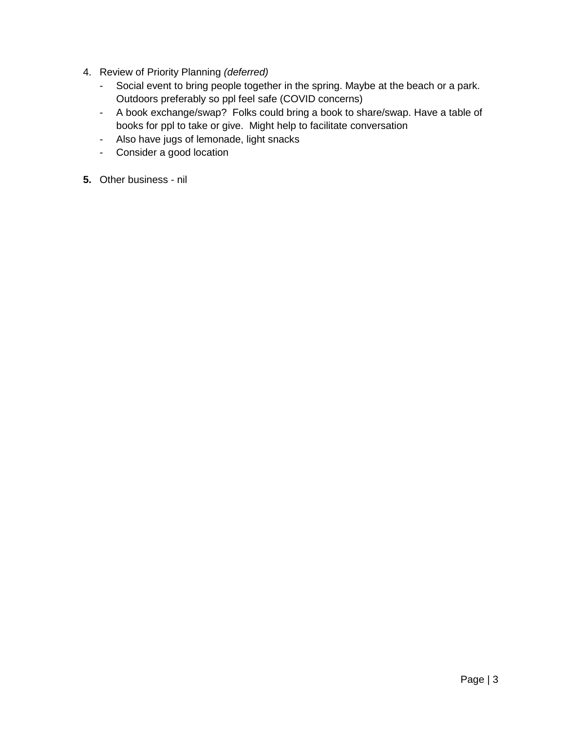4. Review of Priority Planning *(deferred)*
   - Social event to bring people together in the spring. Maybe at the beach or a park. Outdoors preferably so ppl feel safe (COVID concerns)
   - A book exchange/swap?  Folks could bring a book to share/swap. Have a table of books for ppl to take or give.  Might help to facilitate conversation
   - Also have jugs of lemonade, light snacks
   - Consider a good location

**5.** Other business - nil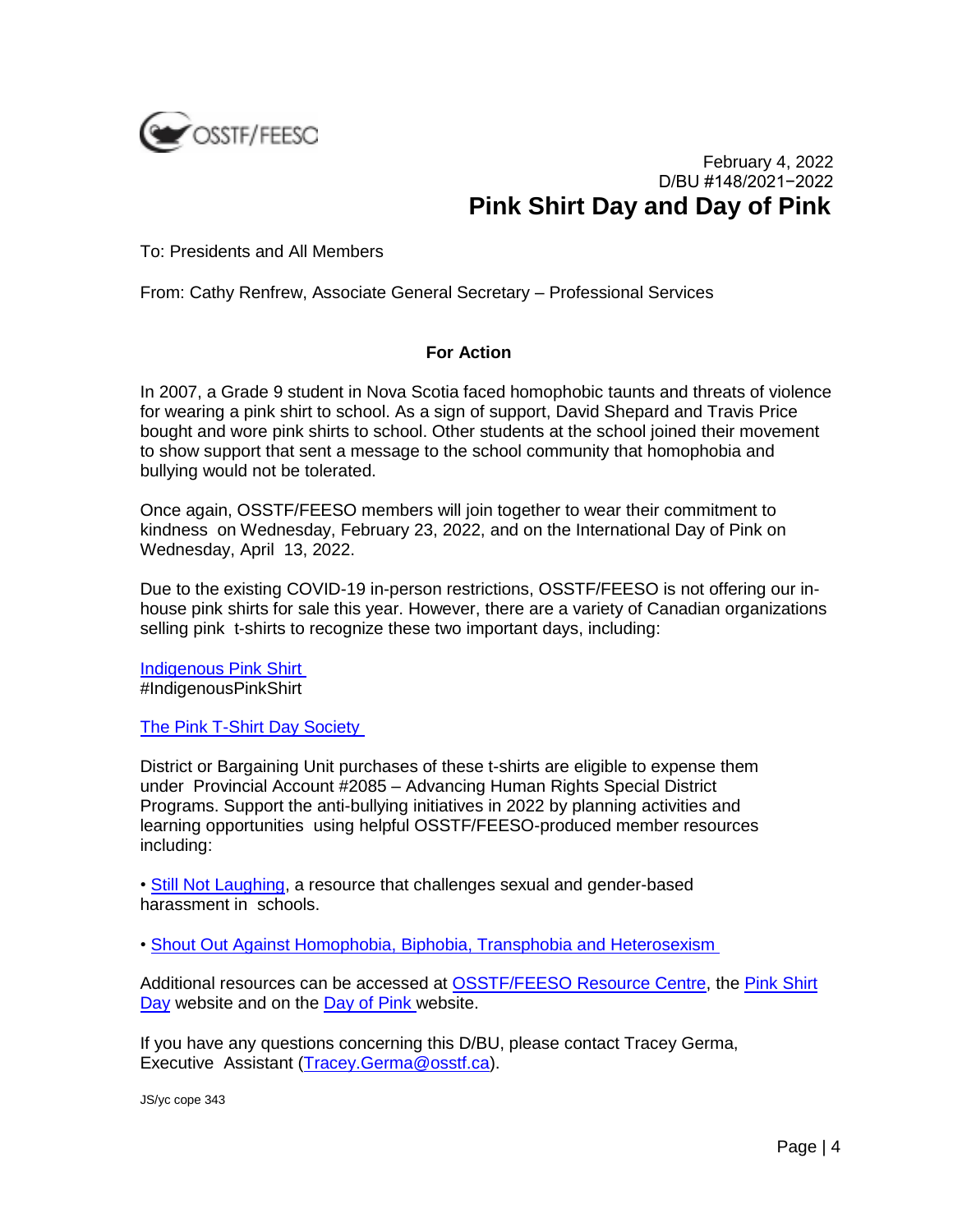OSSTF/FEESO

February 4, 2022
D/BU #148/2021−2022

# Pink Shirt Day and Day of Pink

To: Presidents and All Members

From: Cathy Renfrew, Associate General Secretary – Professional Services

**For Action**

In 2007, a Grade 9 student in Nova Scotia faced homophobic taunts and threats of violence for wearing a pink shirt to school. As a sign of support, David Shepard and Travis Price bought and wore pink shirts to school. Other students at the school joined their movement to show support that sent a message to the school community that homophobia and bullying would not be tolerated.

Once again, OSSTF/FEESO members will join together to wear their commitment to kindness on Wednesday, February 23, 2022, and on the International Day of Pink on Wednesday, April 13, 2022.

Due to the existing COVID-19 in-person restrictions, OSSTF/FEESO is not offering our in-house pink shirts for sale this year. However, there are a variety of Canadian organizations selling pink t-shirts to recognize these two important days, including:

Indigenous Pink Shirt
#IndigenousPinkShirt

The Pink T-Shirt Day Society

District or Bargaining Unit purchases of these t-shirts are eligible to expense them under Provincial Account #2085 – Advancing Human Rights Special District Programs. Support the anti-bullying initiatives in 2022 by planning activities and learning opportunities using helpful OSSTF/FEESO-produced member resources including:

- Still Not Laughing, a resource that challenges sexual and gender-based harassment in schools.
- Shout Out Against Homophobia, Biphobia, Transphobia and Heterosexism

Additional resources can be accessed at OSSTF/FEESO Resource Centre, the Pink Shirt Day website and on the Day of Pink website.

If you have any questions concerning this D/BU, please contact Tracey Germa, Executive Assistant (Tracey.Germa@osstf.ca).

JS/yc cope 343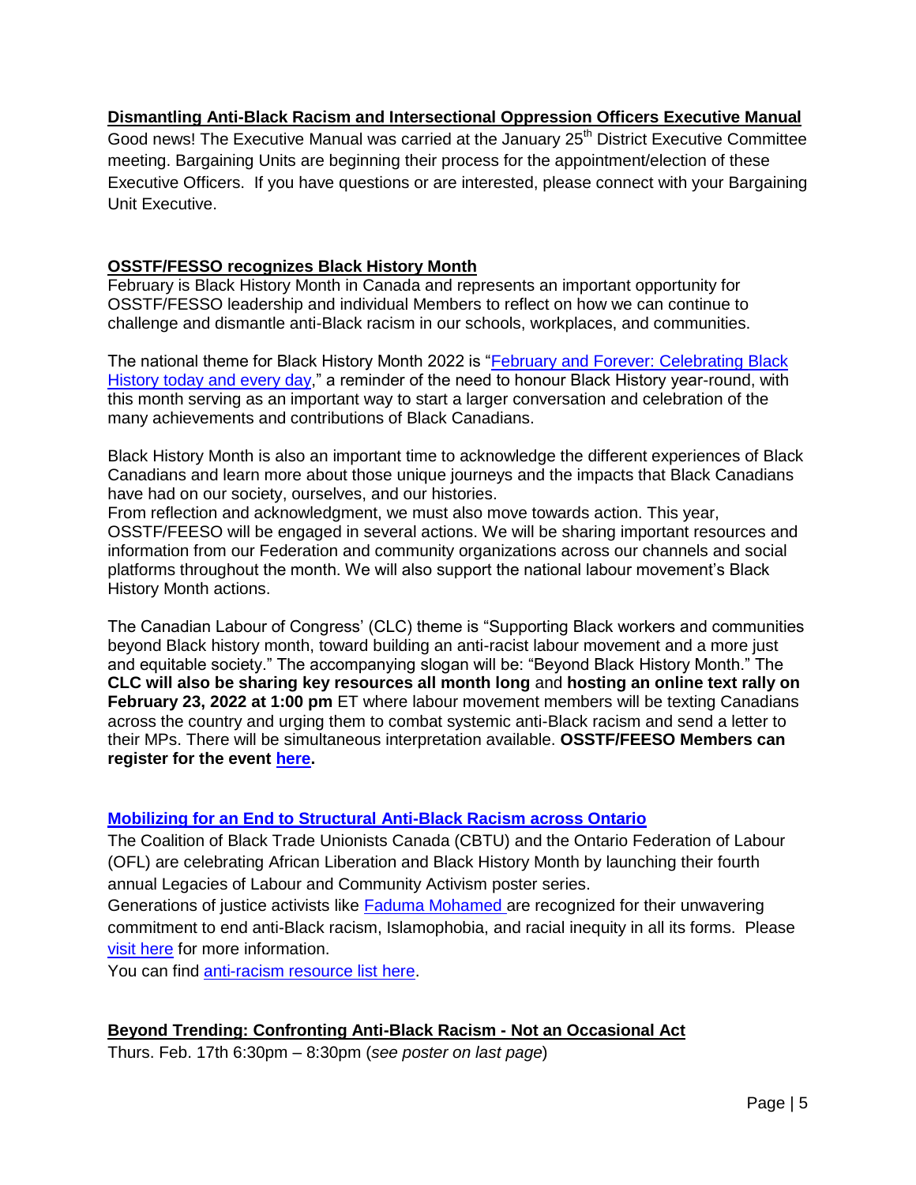### Dismantling Anti-Black Racism and Intersectional Oppression Officers Executive Manual

Good news! The Executive Manual was carried at the January 25th District Executive Committee meeting. Bargaining Units are beginning their process for the appointment/election of these Executive Officers. If you have questions or are interested, please connect with your Bargaining Unit Executive.

### OSSTF/FESSO recognizes Black History Month

February is Black History Month in Canada and represents an important opportunity for OSSTF/FESSO leadership and individual Members to reflect on how we can continue to challenge and dismantle anti-Black racism in our schools, workplaces, and communities.

The national theme for Black History Month 2022 is "February and Forever: Celebrating Black History today and every day," a reminder of the need to honour Black History year-round, with this month serving as an important way to start a larger conversation and celebration of the many achievements and contributions of Black Canadians.

Black History Month is also an important time to acknowledge the different experiences of Black Canadians and learn more about those unique journeys and the impacts that Black Canadians have had on our society, ourselves, and our histories.
From reflection and acknowledgment, we must also move towards action. This year, OSSTF/FEESO will be engaged in several actions. We will be sharing important resources and information from our Federation and community organizations across our channels and social platforms throughout the month. We will also support the national labour movement's Black History Month actions.

The Canadian Labour of Congress' (CLC) theme is "Supporting Black workers and communities beyond Black history month, toward building an anti-racist labour movement and a more just and equitable society." The accompanying slogan will be: "Beyond Black History Month." The **CLC will also be sharing key resources all month long** and **hosting an online text rally on February 23, 2022 at 1:00 pm** ET where labour movement members will be texting Canadians across the country and urging them to combat systemic anti-Black racism and send a letter to their MPs. There will be simultaneous interpretation available. **OSSTF/FEESO Members can register for the event here.**

### Mobilizing for an End to Structural Anti-Black Racism across Ontario

The Coalition of Black Trade Unionists Canada (CBTU) and the Ontario Federation of Labour (OFL) are celebrating African Liberation and Black History Month by launching their fourth annual Legacies of Labour and Community Activism poster series.
Generations of justice activists like Faduma Mohamed are recognized for their unwavering commitment to end anti-Black racism, Islamophobia, and racial inequity in all its forms. Please visit here for more information.
You can find anti-racism resource list here.

### Beyond Trending: Confronting Anti-Black Racism - Not an Occasional Act

Thurs. Feb. 17th 6:30pm – 8:30pm (*see poster on last page*)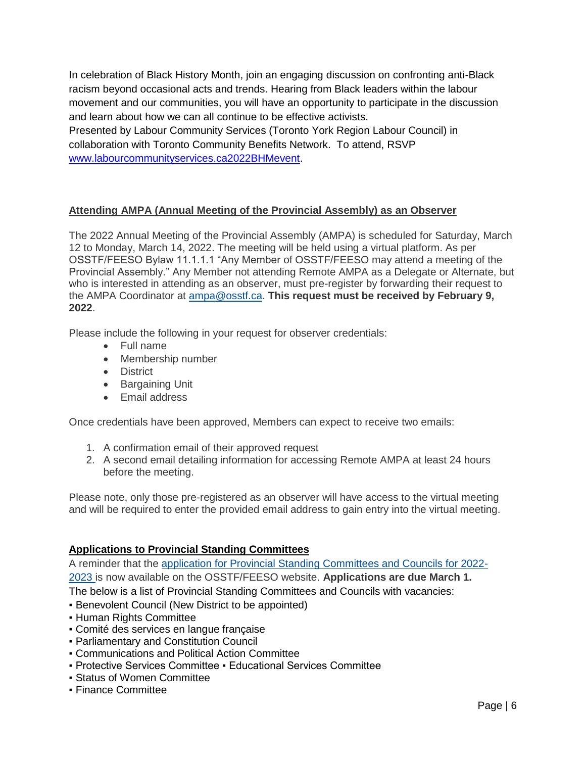In celebration of Black History Month, join an engaging discussion on confronting anti-Black racism beyond occasional acts and trends. Hearing from Black leaders within the labour movement and our communities, you will have an opportunity to participate in the discussion and learn about how we can all continue to be effective activists.
Presented by Labour Community Services (Toronto York Region Labour Council) in collaboration with Toronto Community Benefits Network. To attend, RSVP www.labourcommunityservices.ca2022BHMevent.

## Attending AMPA (Annual Meeting of the Provincial Assembly) as an Observer

The 2022 Annual Meeting of the Provincial Assembly (AMPA) is scheduled for Saturday, March 12 to Monday, March 14, 2022. The meeting will be held using a virtual platform. As per OSSTF/FEESO Bylaw 11.1.1.1 "Any Member of OSSTF/FEESO may attend a meeting of the Provincial Assembly." Any Member not attending Remote AMPA as a Delegate or Alternate, but who is interested in attending as an observer, must pre-register by forwarding their request to the AMPA Coordinator at ampa@osstf.ca. **This request must be received by February 9, 2022**.

Please include the following in your request for observer credentials:

- Full name
- Membership number
- District
- Bargaining Unit
- Email address

Once credentials have been approved, Members can expect to receive two emails:

1. A confirmation email of their approved request
2. A second email detailing information for accessing Remote AMPA at least 24 hours before the meeting.

Please note, only those pre-registered as an observer will have access to the virtual meeting and will be required to enter the provided email address to gain entry into the virtual meeting.

## Applications to Provincial Standing Committees

A reminder that the application for Provincial Standing Committees and Councils for 2022-2023 is now available on the OSSTF/FEESO website. **Applications are due March 1.**
The below is a list of Provincial Standing Committees and Councils with vacancies:

- Benevolent Council (New District to be appointed)
- Human Rights Committee
- Comité des services en langue française
- Parliamentary and Constitution Council
- Communications and Political Action Committee
- Protective Services Committee
- Educational Services Committee
- Status of Women Committee
- Finance Committee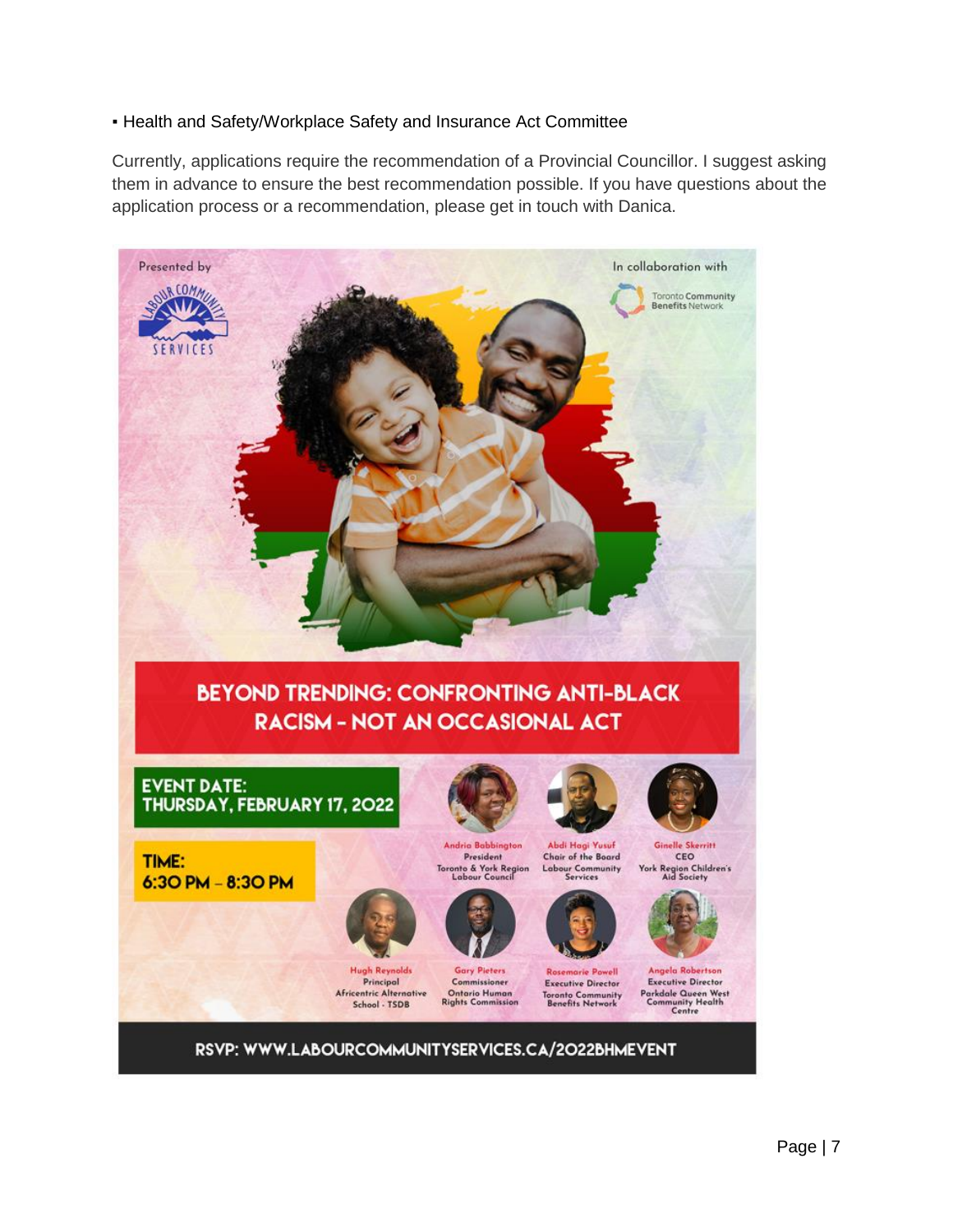- Health and Safety/Workplace Safety and Insurance Act Committee

Currently, applications require the recommendation of a Provincial Councillor. I suggest asking them in advance to ensure the best recommendation possible. If you have questions about the application process or a recommendation, please get in touch with Danica.

Presented by

LABOUR COMMUNITY SERVICES

In collaboration with

Toronto Community Benefits Network

**BEYOND TRENDING: CONFRONTING ANTI-BLACK RACISM - NOT AN OCCASIONAL ACT**

**EVENT DATE: THURSDAY, FEBRUARY 17, 2022**

**TIME: 6:30 PM – 8:30 PM**

Andria Babbington
President
Toronto & York Region Labour Council

Abdi Hagi Yusuf
Chair of the Board
Labour Community Services

Ginelle Skerritt
CEO
York Region Children's Aid Society

Hugh Reynolds
Principal
Africentric Alternative School - TSDB

Gary Pieters
Commissioner
Ontario Human Rights Commission

Rosemarie Powell
Executive Director
Toronto Community Benefits Network

Angela Robertson
Executive Director
Parkdale Queen West Community Health Centre

**RSVP: WWW.LABOURCOMMUNITYSERVICES.CA/2022BHMEVENT**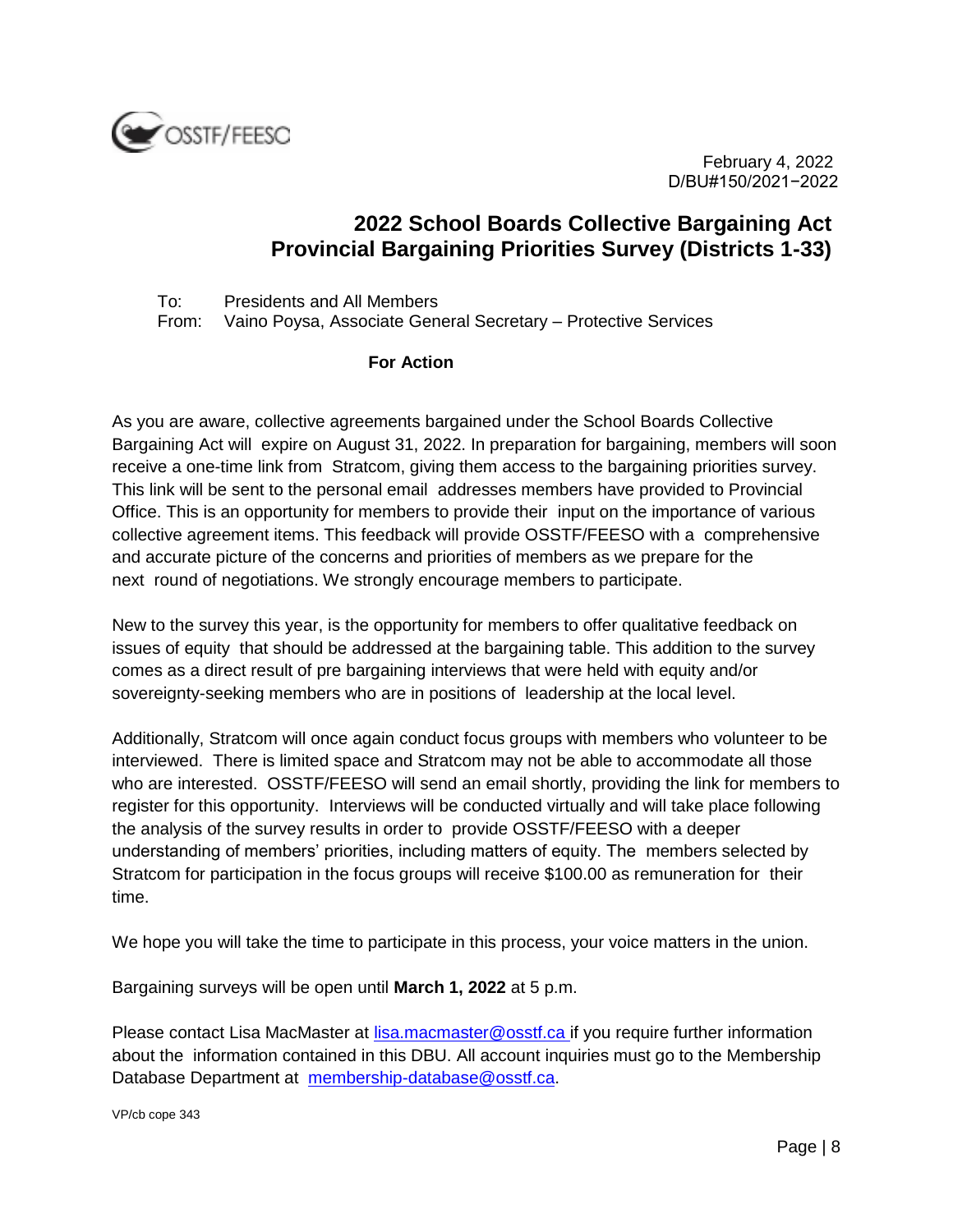OSSTF/FEESO

February 4, 2022
D/BU#150/2021−2022

# 2022 School Boards Collective Bargaining Act Provincial Bargaining Priorities Survey (Districts 1-33)

To: Presidents and All Members
From: Vaino Poysa, Associate General Secretary – Protective Services

**For Action**

As you are aware, collective agreements bargained under the School Boards Collective Bargaining Act will expire on August 31, 2022. In preparation for bargaining, members will soon receive a one-time link from Stratcom, giving them access to the bargaining priorities survey. This link will be sent to the personal email addresses members have provided to Provincial Office. This is an opportunity for members to provide their input on the importance of various collective agreement items. This feedback will provide OSSTF/FEESO with a comprehensive and accurate picture of the concerns and priorities of members as we prepare for the next round of negotiations. We strongly encourage members to participate.

New to the survey this year, is the opportunity for members to offer qualitative feedback on issues of equity that should be addressed at the bargaining table. This addition to the survey comes as a direct result of pre bargaining interviews that were held with equity and/or sovereignty-seeking members who are in positions of leadership at the local level.

Additionally, Stratcom will once again conduct focus groups with members who volunteer to be interviewed. There is limited space and Stratcom may not be able to accommodate all those who are interested. OSSTF/FEESO will send an email shortly, providing the link for members to register for this opportunity. Interviews will be conducted virtually and will take place following the analysis of the survey results in order to provide OSSTF/FEESO with a deeper understanding of members' priorities, including matters of equity. The members selected by Stratcom for participation in the focus groups will receive $100.00 as remuneration for their time.

We hope you will take the time to participate in this process, your voice matters in the union.

Bargaining surveys will be open until **March 1, 2022** at 5 p.m.

Please contact Lisa MacMaster at lisa.macmaster@osstf.ca if you require further information about the information contained in this DBU. All account inquiries must go to the Membership Database Department at membership-database@osstf.ca.

VP/cb cope 343